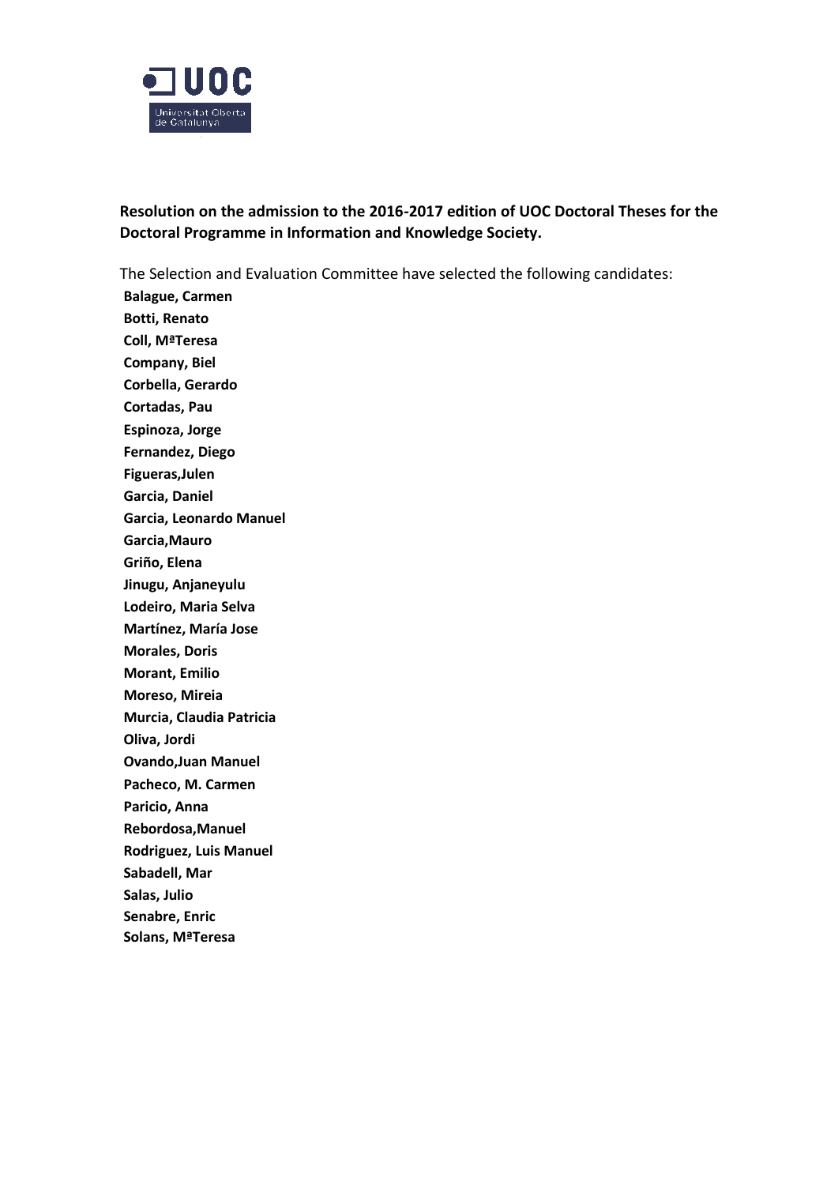**Resolution on the admission to the 2016-2017 edition of UOC Doctoral Theses for the Doctoral Programme in Information and Knowledge Society.**

The Selection and Evaluation Committee have selected the following candidates:

**Balague, Carmen**
**Botti, Renato**
**Coll, MªTeresa**
**Company, Biel**
**Corbella, Gerardo**
**Cortadas, Pau**
**Espinoza, Jorge**
**Fernandez, Diego**
**Figueras,Julen**
**Garcia, Daniel**
**Garcia, Leonardo Manuel**
**Garcia,Mauro**
**Griño, Elena**
**Jinugu, Anjaneyulu**
**Lodeiro, Maria Selva**
**Martínez, María Jose**
**Morales, Doris**
**Morant, Emilio**
**Moreso, Mireia**
**Murcia, Claudia Patricia**
**Oliva, Jordi**
**Ovando,Juan Manuel**
**Pacheco, M. Carmen**
**Paricio, Anna**
**Rebordosa,Manuel**
**Rodriguez, Luis Manuel**
**Sabadell, Mar**
**Salas, Julio**
**Senabre, Enric**
**Solans, MªTeresa**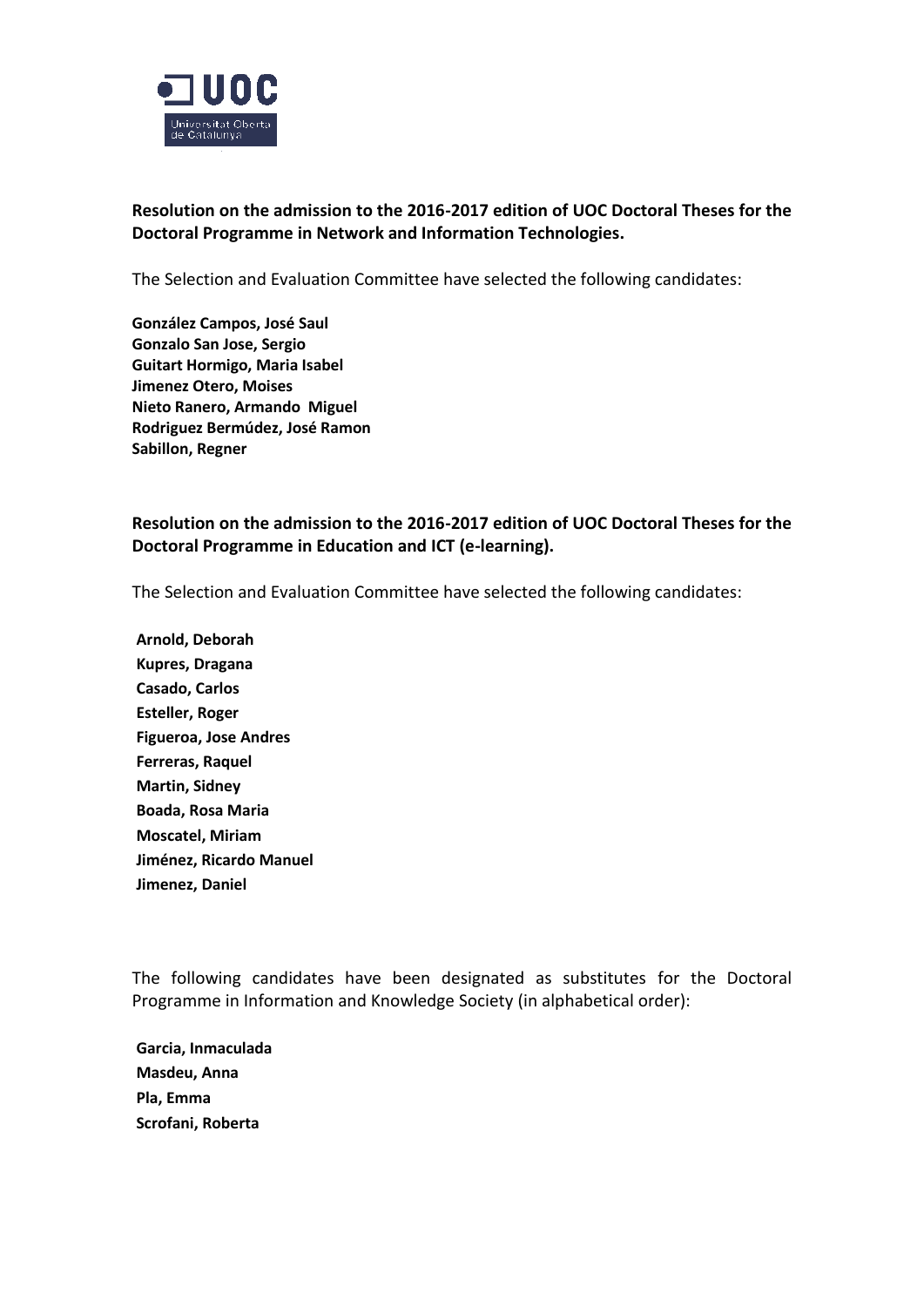**Resolution on the admission to the 2016-2017 edition of UOC Doctoral Theses for the Doctoral Programme in Network and Information Technologies.**

The Selection and Evaluation Committee have selected the following candidates:

**González Campos, José Saul**
**Gonzalo San Jose, Sergio**
**Guitart Hormigo, Maria Isabel**
**Jimenez Otero, Moises**
**Nieto Ranero, Armando Miguel**
**Rodriguez Bermúdez, José Ramon**
**Sabillon, Regner**

**Resolution on the admission to the 2016-2017 edition of UOC Doctoral Theses for the Doctoral Programme in Education and ICT (e-learning).**

The Selection and Evaluation Committee have selected the following candidates:

**Arnold, Deborah**
**Kupres, Dragana**
**Casado, Carlos**
**Esteller, Roger**
**Figueroa, Jose Andres**
**Ferreras, Raquel**
**Martin, Sidney**
**Boada, Rosa Maria**
**Moscatel, Miriam**
**Jiménez, Ricardo Manuel**
**Jimenez, Daniel**

The following candidates have been designated as substitutes for the Doctoral Programme in Information and Knowledge Society (in alphabetical order):

**Garcia, Inmaculada**
**Masdeu, Anna**
**Pla, Emma**
**Scrofani, Roberta**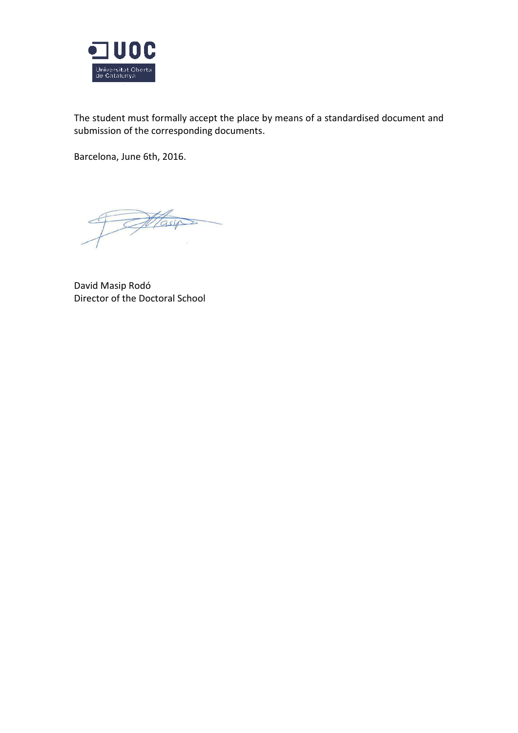The student must formally accept the place by means of a standardised document and submission of the corresponding documents.

Barcelona, June 6th, 2016.

David Masip Rodó
Director of the Doctoral School